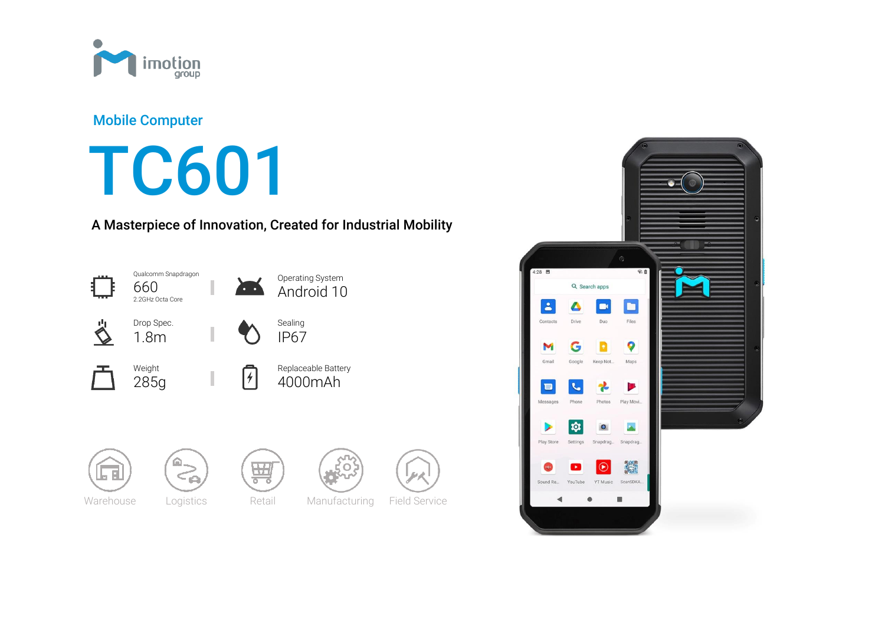imotion group

## Mobile Computer

# TC601

**A Masterpiece of Innovation, Created for Industrial Mobility**

Qualcomm Snapdragon
660
2.2GHz Octa Core

Operating System
Android 10

Drop Spec.
1.8m

Sealing
IP67

Weight
285g

Replaceable Battery
4000mAh

Warehouse

Logistics

Retail

Manufacturing

Field Service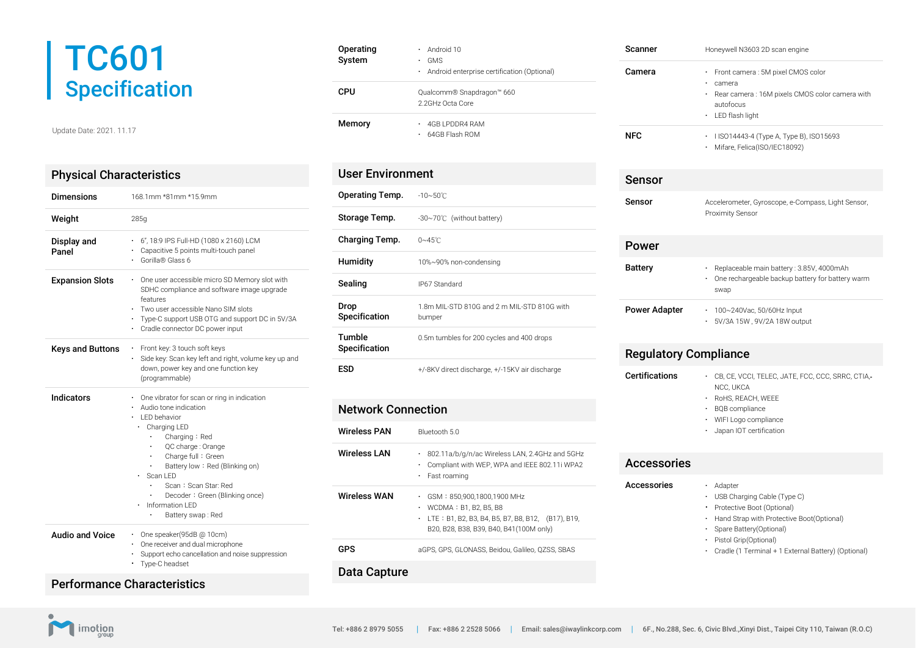# TC601 Specification

Update Date: 2021. 11.17

## Physical Characteristics

| | |
|---|---|
| Dimensions | 168.1mm *81mm *15.9mm |
| Weight | 285g |
| Display and Panel | • 6", 18:9 IPS Full-HD (1080 x 2160) LCM<br>• Capacitive 5 points multi-touch panel<br>• Gorilla® Glass 6 |
| Expansion Slots | • One user accessible micro SD Memory slot with SDHC compliance and software image upgrade features<br>• Two user accessible Nano SIM slots<br>• Type-C support USB OTG and support DC in 5V/3A<br>• Cradle connector DC power input |
| Keys and Buttons | • Front key: 3 touch soft keys<br>• Side key: Scan key left and right, volume key up and down, power key and one function key (programmable) |
| Indicators | • One vibrator for scan or ring in indication<br>• Audio tone indication<br>• LED behavior<br>  • Charging LED<br>    • Charging：Red<br>    • QC charge : Orange<br>    • Charge full：Green<br>    • Battery low：Red (Blinking on)<br>  • Scan LED<br>    • Scan：Scan Star: Red<br>    • Decoder：Green (Blinking once)<br>  • Information LED<br>    • Battery swap : Red |
| Audio and Voice | • One speaker(95dB @ 10cm)<br>• One receiver and dual microphone<br>• Support echo cancellation and noise suppression<br>• Type-C headset |

## Performance Characteristics

| | |
|---|---|
| Operating System | • Android 10<br>• GMS<br>• Android enterprise certification (Optional) |
| CPU | Qualcomm® Snapdragon™ 660<br>2.2GHz Octa Core |
| Memory | • 4GB LPDDR4 RAM<br>• 64GB Flash ROM |

## User Environment

| | |
|---|---|
| Operating Temp. | -10~50℃ |
| Storage Temp. | -30~70℃ (without battery) |
| Charging Temp. | 0~45℃ |
| Humidity | 10%~90% non-condensing |
| Sealing | IP67 Standard |
| Drop Specification | 1.8m MIL-STD 810G and 2 m MIL-STD 810G with bumper |
| Tumble Specification | 0.5m tumbles for 200 cycles and 400 drops |
| ESD | +/-8KV direct discharge, +/-15KV air discharge |

## Network Connection

| | |
|---|---|
| Wireless PAN | Bluetooth 5.0 |
| Wireless LAN | • 802.11a/b/g/n/ac Wireless LAN, 2.4GHz and 5GHz<br>• Compliant with WEP, WPA and IEEE 802.11i WPA2<br>• Fast roaming |
| Wireless WAN | • GSM：850,900,1800,1900 MHz<br>• WCDMA：B1, B2, B5, B8<br>• LTE：B1, B2, B3, B4, B5, B7, B8, B12, (B17), B19, B20, B28, B38, B39, B40, B41(100M only) |
| GPS | aGPS, GPS, GLONASS, Beidou, Galileo, QZSS, SBAS |

## Data Capture

| | |
|---|---|
| Scanner | Honeywell N3603 2D scan engine |
| Camera | • Front camera : 5M pixel CMOS color camera<br>• Rear camera : 16M pixels CMOS color camera with autofocus<br>• LED flash light |
| NFC | • I ISO14443-4 (Type A, Type B), ISO15693<br>• Mifare, Felica(ISO/IEC18092) |

## Sensor

| | |
|---|---|
| Sensor | Accelerometer, Gyroscope, e-Compass, Light Sensor, Proximity Sensor |

## Power

| | |
|---|---|
| Battery | • Replaceable main battery : 3.85V, 4000mAh<br>• One rechargeable backup battery for battery warm swap |
| Power Adapter | • 100~240Vac, 50/60Hz Input<br>• 5V/3A 15W , 9V/2A 18W output |

## Regulatory Compliance

| | |
|---|---|
| Certifications | • CB, CE, VCCI, TELEC, JATE, FCC, CCC, SRRC, CTIA, NCC, UKCA<br>• RoHS, REACH, WEEE<br>• BQB compliance<br>• WIFI Logo compliance<br>• Japan IOT certification |

## Accessories

| | |
|---|---|
| Accessories | • Adapter<br>• USB Charging Cable (Type C)<br>• Protective Boot (Optional)<br>• Hand Strap with Protective Boot(Optional)<br>• Spare Battery(Optional)<br>• Pistol Grip(Optional)<br>• Cradle (1 Terminal + 1 External Battery) (Optional) |

imotion group

Tel: +886 2 8979 5055 | Fax: +886 2 2528 5066 | Email: sales@iwaylinkcorp.com | 6F., No.288, Sec. 6, Civic Blvd.,Xinyi Dist., Taipei City 110, Taiwan (R.O.C)